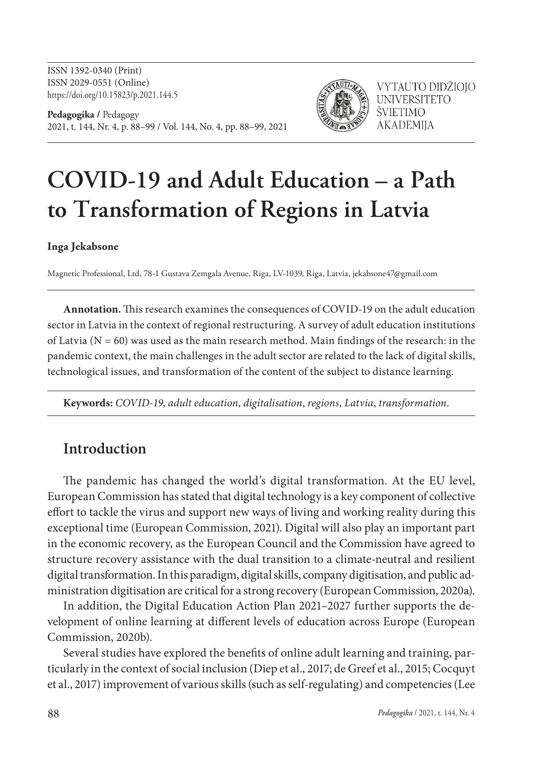ISSN 1392-0340 (Print)
ISSN 2029-0551 (Online)
https://doi.org/10.15823/p.2021.144.5

**Pedagogika /** Pedagogy
2021, t. 144, Nr. 4, p. 88–99 / Vol. 144, No. 4, pp. 88–99, 2021

VYTAUTO DIDŽIOJO UNIVERSITETO ŠVIETIMO AKADEMIJA

# COVID-19 and Adult Education – a Path to Transformation of Regions in Latvia

**Inga Jekabsone**

Magnetic Professional, Ltd, 78-1 Gustava Zemgala Avenue, Riga, LV-1039, Riga, Latvia, jekabsone47@gmail.com

**Annotation.** This research examines the consequences of COVID-19 on the adult education sector in Latvia in the context of regional restructuring. A survey of adult education institutions of Latvia (N = 60) was used as the main research method. Main findings of the research: in the pandemic context, the main challenges in the adult sector are related to the lack of digital skills, technological issues, and transformation of the content of the subject to distance learning.

**Keywords:** *COVID-19, adult education, digitalisation, regions, Latvia, transformation.*

## Introduction

The pandemic has changed the world's digital transformation. At the EU level, European Commission has stated that digital technology is a key component of collective effort to tackle the virus and support new ways of living and working reality during this exceptional time (European Commission, 2021). Digital will also play an important part in the economic recovery, as the European Council and the Commission have agreed to structure recovery assistance with the dual transition to a climate-neutral and resilient digital transformation. In this paradigm, digital skills, company digitisation, and public administration digitisation are critical for a strong recovery (European Commission, 2020a).

In addition, the Digital Education Action Plan 2021–2027 further supports the development of online learning at different levels of education across Europe (European Commission, 2020b).

Several studies have explored the benefits of online adult learning and training, particularly in the context of social inclusion (Diep et al., 2017; de Greef et al., 2015; Cocquyt et al., 2017) improvement of various skills (such as self-regulating) and competencies (Lee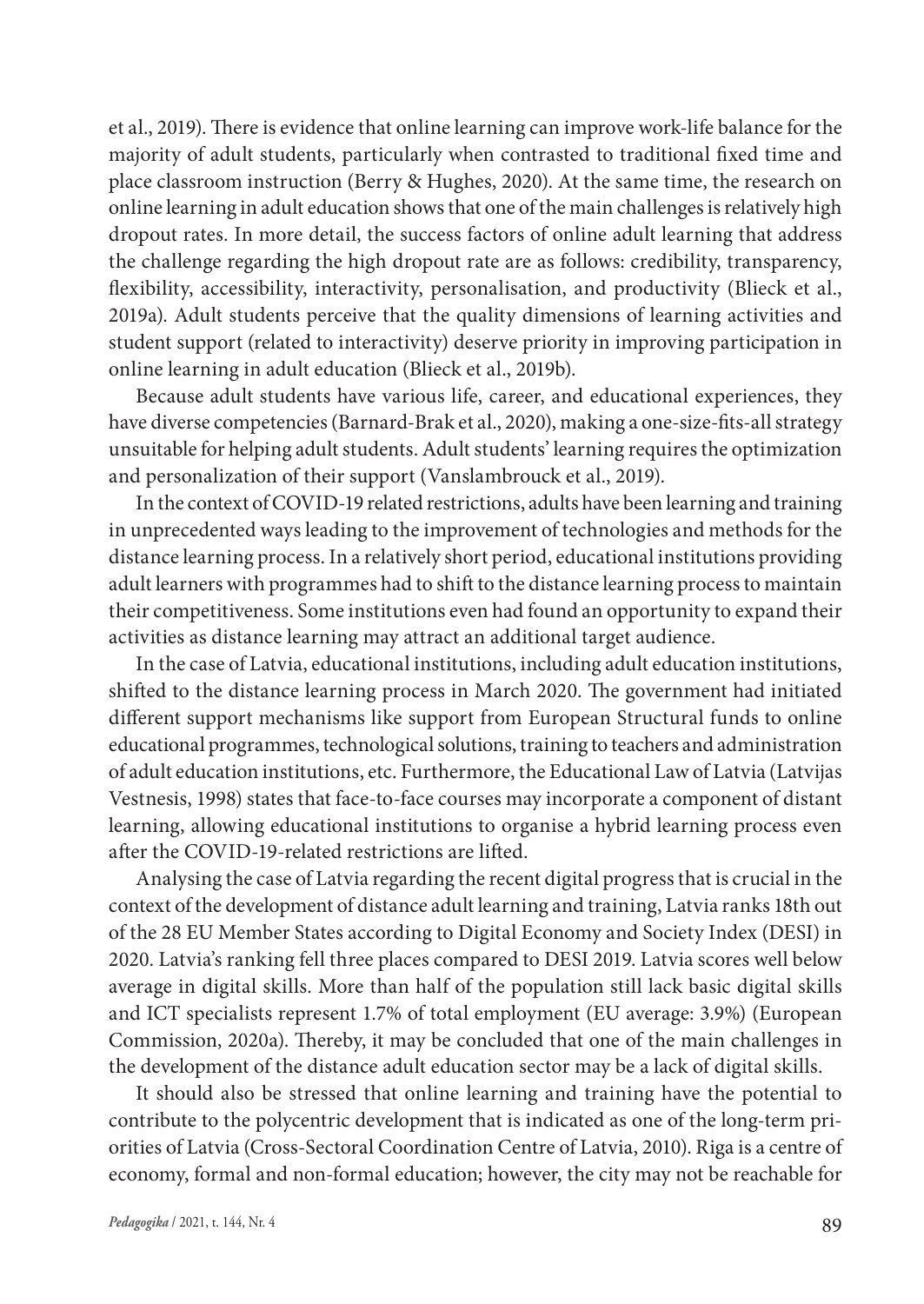et al., 2019). There is evidence that online learning can improve work-life balance for the majority of adult students, particularly when contrasted to traditional fixed time and place classroom instruction (Berry & Hughes, 2020). At the same time, the research on online learning in adult education shows that one of the main challenges is relatively high dropout rates. In more detail, the success factors of online adult learning that address the challenge regarding the high dropout rate are as follows: credibility, transparency, flexibility, accessibility, interactivity, personalisation, and productivity (Blieck et al., 2019a). Adult students perceive that the quality dimensions of learning activities and student support (related to interactivity) deserve priority in improving participation in online learning in adult education (Blieck et al., 2019b).

Because adult students have various life, career, and educational experiences, they have diverse competencies (Barnard-Brak et al., 2020), making a one-size-fits-all strategy unsuitable for helping adult students. Adult students' learning requires the optimization and personalization of their support (Vanslambrouck et al., 2019).

In the context of COVID-19 related restrictions, adults have been learning and training in unprecedented ways leading to the improvement of technologies and methods for the distance learning process. In a relatively short period, educational institutions providing adult learners with programmes had to shift to the distance learning process to maintain their competitiveness. Some institutions even had found an opportunity to expand their activities as distance learning may attract an additional target audience.

In the case of Latvia, educational institutions, including adult education institutions, shifted to the distance learning process in March 2020. The government had initiated different support mechanisms like support from European Structural funds to online educational programmes, technological solutions, training to teachers and administration of adult education institutions, etc. Furthermore, the Educational Law of Latvia (Latvijas Vestnesis, 1998) states that face-to-face courses may incorporate a component of distant learning, allowing educational institutions to organise a hybrid learning process even after the COVID-19-related restrictions are lifted.

Analysing the case of Latvia regarding the recent digital progress that is crucial in the context of the development of distance adult learning and training, Latvia ranks 18th out of the 28 EU Member States according to Digital Economy and Society Index (DESI) in 2020. Latvia's ranking fell three places compared to DESI 2019. Latvia scores well below average in digital skills. More than half of the population still lack basic digital skills and ICT specialists represent 1.7% of total employment (EU average: 3.9%) (European Commission, 2020a). Thereby, it may be concluded that one of the main challenges in the development of the distance adult education sector may be a lack of digital skills.

It should also be stressed that online learning and training have the potential to contribute to the polycentric development that is indicated as one of the long-term priorities of Latvia (Cross-Sectoral Coordination Centre of Latvia, 2010). Riga is a centre of economy, formal and non-formal education; however, the city may not be reachable for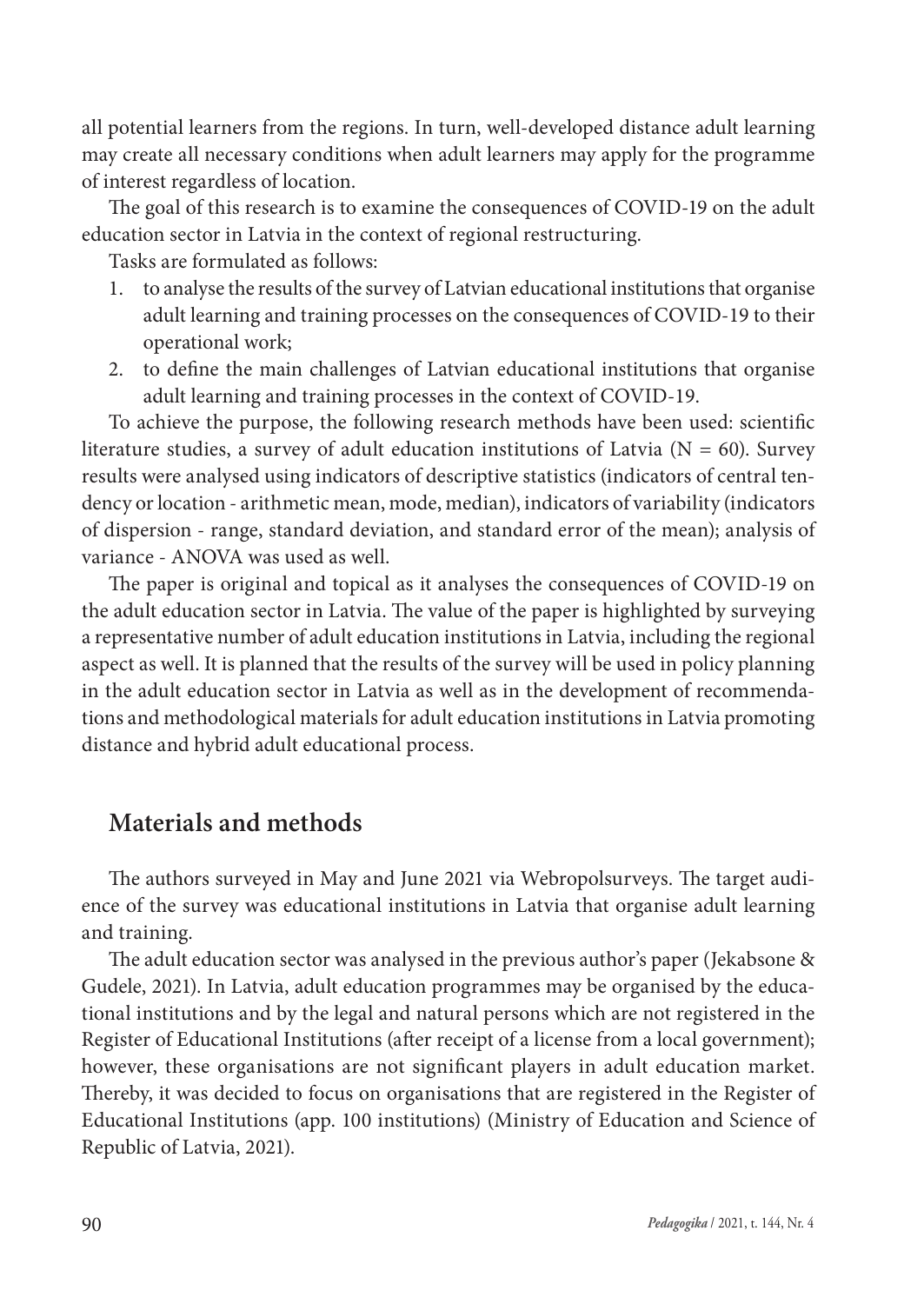all potential learners from the regions. In turn, well-developed distance adult learning may create all necessary conditions when adult learners may apply for the programme of interest regardless of location.

The goal of this research is to examine the consequences of COVID-19 on the adult education sector in Latvia in the context of regional restructuring.

Tasks are formulated as follows:

1. to analyse the results of the survey of Latvian educational institutions that organise adult learning and training processes on the consequences of COVID-19 to their operational work;
2. to define the main challenges of Latvian educational institutions that organise adult learning and training processes in the context of COVID-19.

To achieve the purpose, the following research methods have been used: scientific literature studies, a survey of adult education institutions of Latvia ($N = 60$). Survey results were analysed using indicators of descriptive statistics (indicators of central tendency or location - arithmetic mean, mode, median), indicators of variability (indicators of dispersion - range, standard deviation, and standard error of the mean); analysis of variance - ANOVA was used as well.

The paper is original and topical as it analyses the consequences of COVID-19 on the adult education sector in Latvia. The value of the paper is highlighted by surveying a representative number of adult education institutions in Latvia, including the regional aspect as well. It is planned that the results of the survey will be used in policy planning in the adult education sector in Latvia as well as in the development of recommendations and methodological materials for adult education institutions in Latvia promoting distance and hybrid adult educational process.

## Materials and methods

The authors surveyed in May and June 2021 via Webropolsurveys. The target audience of the survey was educational institutions in Latvia that organise adult learning and training.

The adult education sector was analysed in the previous author's paper (Jekabsone & Gudele, 2021). In Latvia, adult education programmes may be organised by the educational institutions and by the legal and natural persons which are not registered in the Register of Educational Institutions (after receipt of a license from a local government); however, these organisations are not significant players in adult education market. Thereby, it was decided to focus on organisations that are registered in the Register of Educational Institutions (app. 100 institutions) (Ministry of Education and Science of Republic of Latvia, 2021).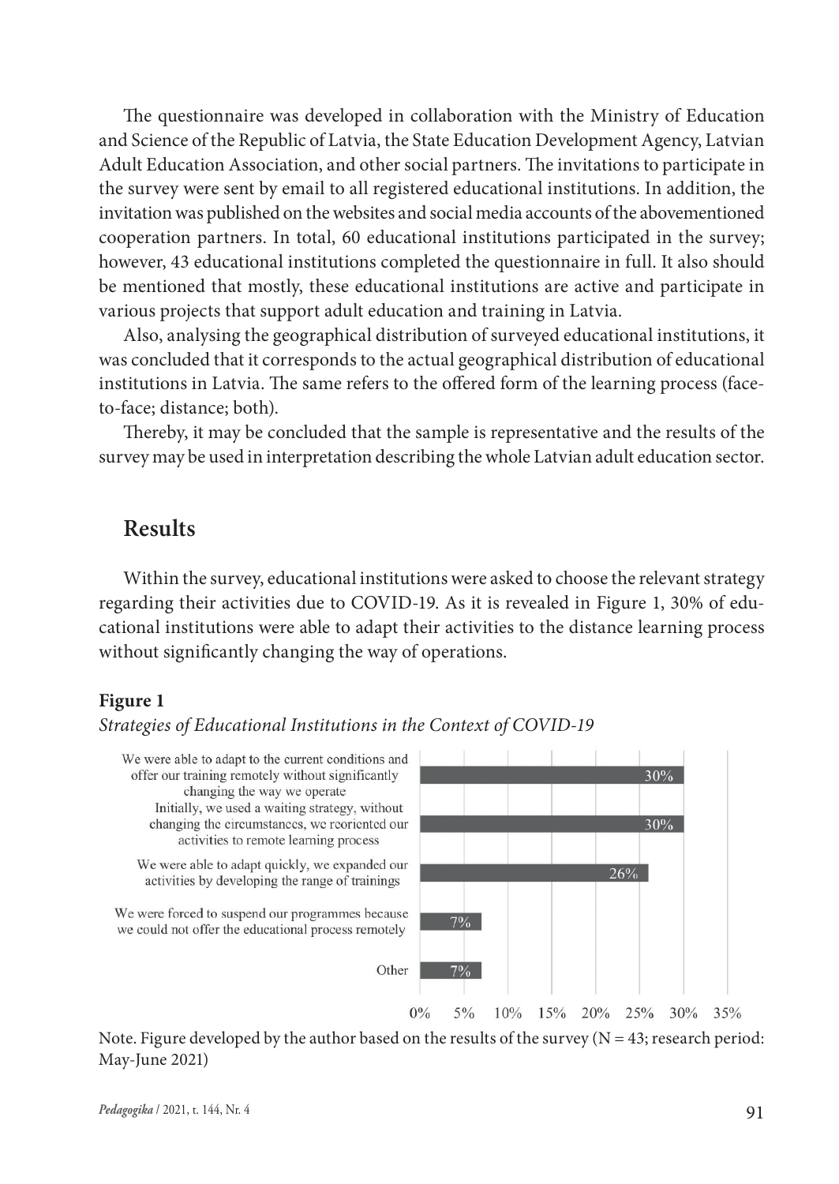The questionnaire was developed in collaboration with the Ministry of Education and Science of the Republic of Latvia, the State Education Development Agency, Latvian Adult Education Association, and other social partners. The invitations to participate in the survey were sent by email to all registered educational institutions. In addition, the invitation was published on the websites and social media accounts of the abovementioned cooperation partners. In total, 60 educational institutions participated in the survey; however, 43 educational institutions completed the questionnaire in full. It also should be mentioned that mostly, these educational institutions are active and participate in various projects that support adult education and training in Latvia.

Also, analysing the geographical distribution of surveyed educational institutions, it was concluded that it corresponds to the actual geographical distribution of educational institutions in Latvia. The same refers to the offered form of the learning process (face-to-face; distance; both).

Thereby, it may be concluded that the sample is representative and the results of the survey may be used in interpretation describing the whole Latvian adult education sector.

## Results

Within the survey, educational institutions were asked to choose the relevant strategy regarding their activities due to COVID-19. As it is revealed in Figure 1, 30% of educational institutions were able to adapt their activities to the distance learning process without significantly changing the way of operations.

**Figure 1**

*Strategies of Educational Institutions in the Context of COVID-19*

| Strategy | Share |
|---|---|
| We were able to adapt to the current conditions and offer our training remotely without significantly changing the way we operate | 30% |
| Initially, we used a waiting strategy, without changing the circumstances, we reoriented our activities to remote learning process | 30% |
| We were able to adapt quickly, we expanded our activities by developing the range of trainings | 26% |
| We were forced to suspend our programmes because we could not offer the educational process remotely | 7% |
| Other | 7% |

Note. Figure developed by the author based on the results of the survey (N = 43; research period: May-June 2021)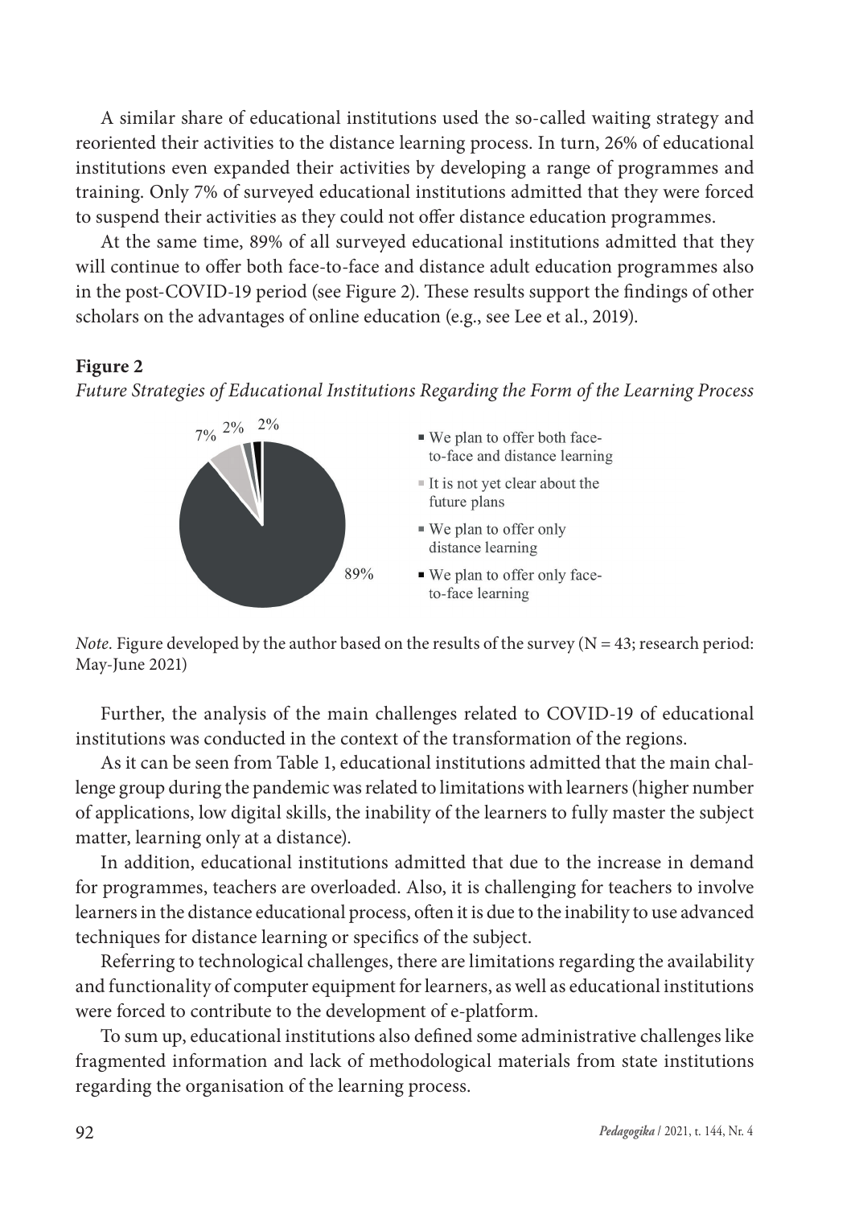A similar share of educational institutions used the so-called waiting strategy and reoriented their activities to the distance learning process. In turn, 26% of educational institutions even expanded their activities by developing a range of programmes and training. Only 7% of surveyed educational institutions admitted that they were forced to suspend their activities as they could not offer distance education programmes.

At the same time, 89% of all surveyed educational institutions admitted that they will continue to offer both face-to-face and distance adult education programmes also in the post-COVID-19 period (see Figure 2). These results support the findings of other scholars on the advantages of online education (e.g., see Lee et al., 2019).

**Figure 2**

*Future Strategies of Educational Institutions Regarding the Form of the Learning Process*

- We plan to offer both face-to-face and distance learning — 89%
- It is not yet clear about the future plans — 7%
- We plan to offer only distance learning — 2%
- We plan to offer only face-to-face learning — 2%

*Note.* Figure developed by the author based on the results of the survey (N = 43; research period: May-June 2021)

Further, the analysis of the main challenges related to COVID-19 of educational institutions was conducted in the context of the transformation of the regions.

As it can be seen from Table 1, educational institutions admitted that the main challenge group during the pandemic was related to limitations with learners (higher number of applications, low digital skills, the inability of the learners to fully master the subject matter, learning only at a distance).

In addition, educational institutions admitted that due to the increase in demand for programmes, teachers are overloaded. Also, it is challenging for teachers to involve learners in the distance educational process, often it is due to the inability to use advanced techniques for distance learning or specifics of the subject.

Referring to technological challenges, there are limitations regarding the availability and functionality of computer equipment for learners, as well as educational institutions were forced to contribute to the development of e-platform.

To sum up, educational institutions also defined some administrative challenges like fragmented information and lack of methodological materials from state institutions regarding the organisation of the learning process.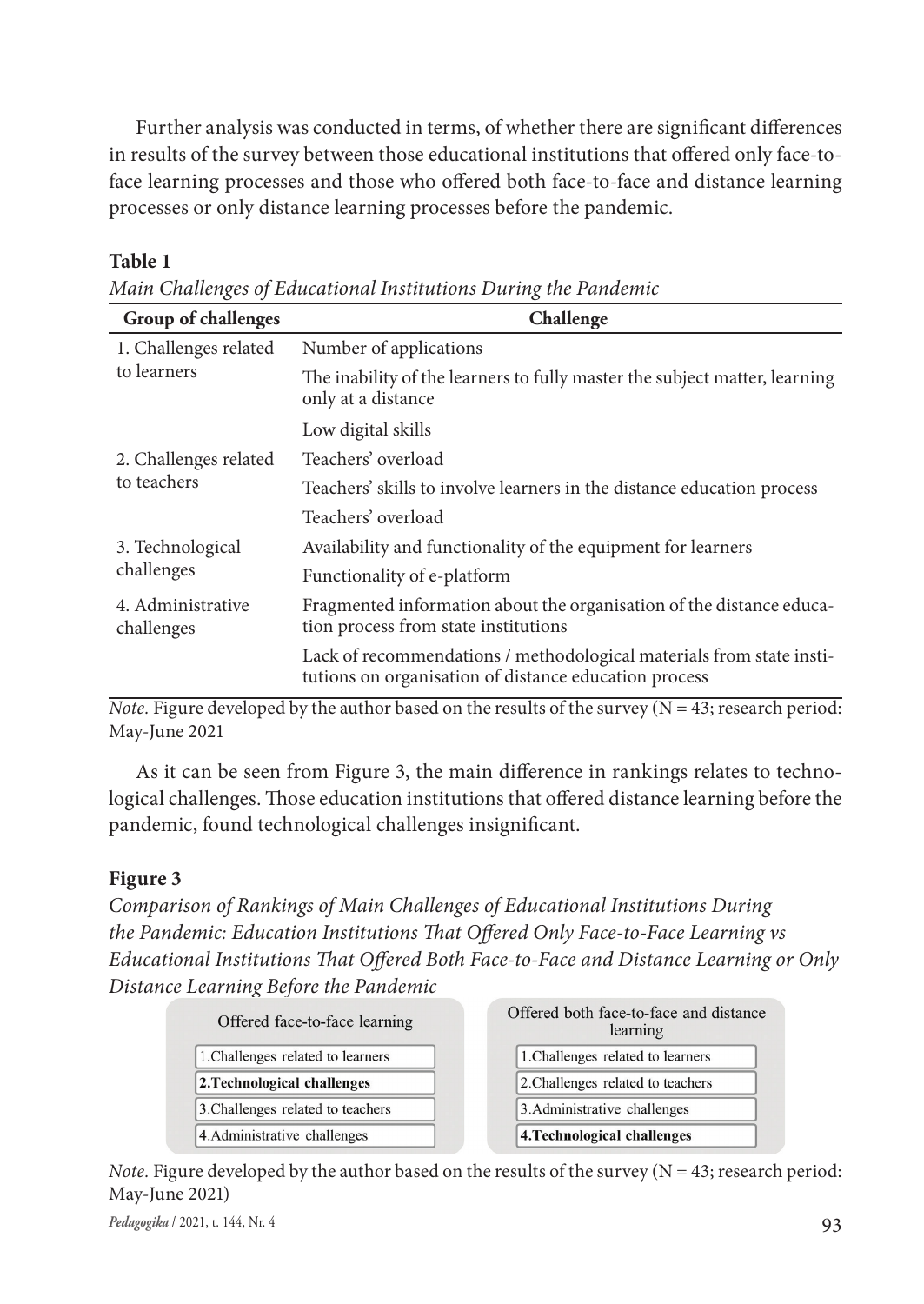Further analysis was conducted in terms, of whether there are significant differences in results of the survey between those educational institutions that offered only face-to-face learning processes and those who offered both face-to-face and distance learning processes or only distance learning processes before the pandemic.

**Table 1**

*Main Challenges of Educational Institutions During the Pandemic*

| Group of challenges | Challenge |
|---|---|
| 1. Challenges related to learners | Number of applications |
| | The inability of the learners to fully master the subject matter, learning only at a distance |
| | Low digital skills |
| 2. Challenges related to teachers | Teachers' overload |
| | Teachers' skills to involve learners in the distance education process |
| | Teachers' overload |
| 3. Technological challenges | Availability and functionality of the equipment for learners |
| | Functionality of e-platform |
| 4. Administrative challenges | Fragmented information about the organisation of the distance education process from state institutions |
| | Lack of recommendations / methodological materials from state institutions on organisation of distance education process |

*Note.* Figure developed by the author based on the results of the survey (N = 43; research period: May-June 2021

As it can be seen from Figure 3, the main difference in rankings relates to technological challenges. Those education institutions that offered distance learning before the pandemic, found technological challenges insignificant.

**Figure 3**

*Comparison of Rankings of Main Challenges of Educational Institutions During the Pandemic: Education Institutions That Offered Only Face-to-Face Learning vs Educational Institutions That Offered Both Face-to-Face and Distance Learning or Only Distance Learning Before the Pandemic*

| Offered face-to-face learning | Offered both face-to-face and distance learning |
|---|---|
| 1.Challenges related to learners | 1.Challenges related to learners |
| **2.Technological challenges** | 2.Challenges related to teachers |
| 3.Challenges related to teachers | 3.Administrative challenges |
| 4.Administrative challenges | **4.Technological challenges** |

*Note.* Figure developed by the author based on the results of the survey (N = 43; research period: May-June 2021)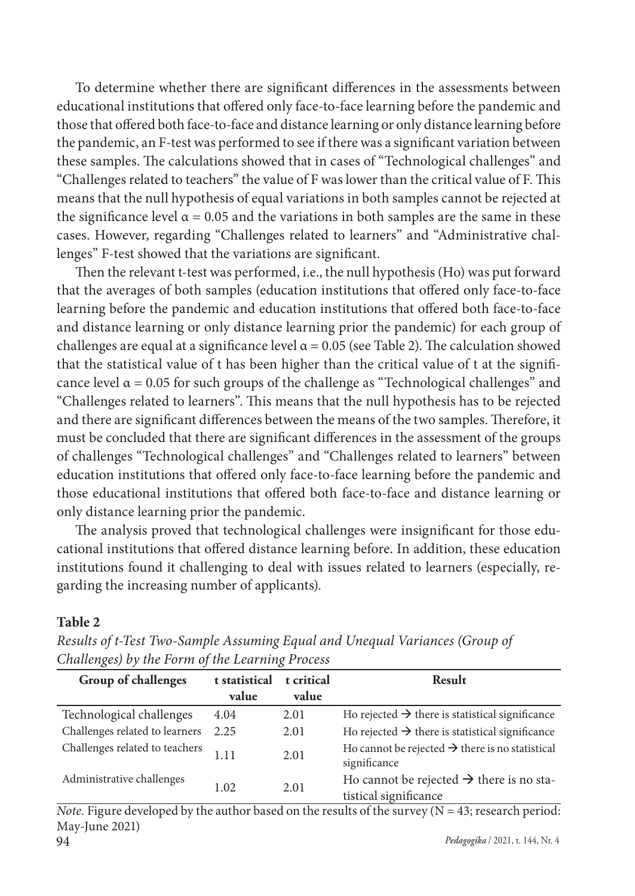To determine whether there are significant differences in the assessments between educational institutions that offered only face-to-face learning before the pandemic and those that offered both face-to-face and distance learning or only distance learning before the pandemic, an F-test was performed to see if there was a significant variation between these samples. The calculations showed that in cases of "Technological challenges" and "Challenges related to teachers" the value of F was lower than the critical value of F. This means that the null hypothesis of equal variations in both samples cannot be rejected at the significance level $\alpha = 0.05$ and the variations in both samples are the same in these cases. However, regarding "Challenges related to learners" and "Administrative challenges" F-test showed that the variations are significant.

Then the relevant t-test was performed, i.e., the null hypothesis (Ho) was put forward that the averages of both samples (education institutions that offered only face-to-face learning before the pandemic and education institutions that offered both face-to-face and distance learning or only distance learning prior the pandemic) for each group of challenges are equal at a significance level $\alpha = 0.05$ (see Table 2). The calculation showed that the statistical value of t has been higher than the critical value of t at the significance level $\alpha = 0.05$ for such groups of the challenge as "Technological challenges" and "Challenges related to learners". This means that the null hypothesis has to be rejected and there are significant differences between the means of the two samples. Therefore, it must be concluded that there are significant differences in the assessment of the groups of challenges "Technological challenges" and "Challenges related to learners" between education institutions that offered only face-to-face learning before the pandemic and those educational institutions that offered both face-to-face and distance learning or only distance learning prior the pandemic.

The analysis proved that technological challenges were insignificant for those educational institutions that offered distance learning before. In addition, these education institutions found it challenging to deal with issues related to learners (especially, regarding the increasing number of applicants).

**Table 2**

*Results of t-Test Two-Sample Assuming Equal and Unequal Variances (Group of Challenges) by the Form of the Learning Process*

| Group of challenges | t statistical value | t critical value | Result |
|---|---|---|---|
| Technological challenges | 4.04 | 2.01 | Ho rejected → there is statistical significance |
| Challenges related to learners | 2.25 | 2.01 | Ho rejected → there is statistical significance |
| Challenges related to teachers | 1.11 | 2.01 | Ho cannot be rejected → there is no statistical significance |
| Administrative challenges | 1.02 | 2.01 | Ho cannot be rejected → there is no statistical significance |

*Note.* Figure developed by the author based on the results of the survey (N = 43; research period: May-June 2021)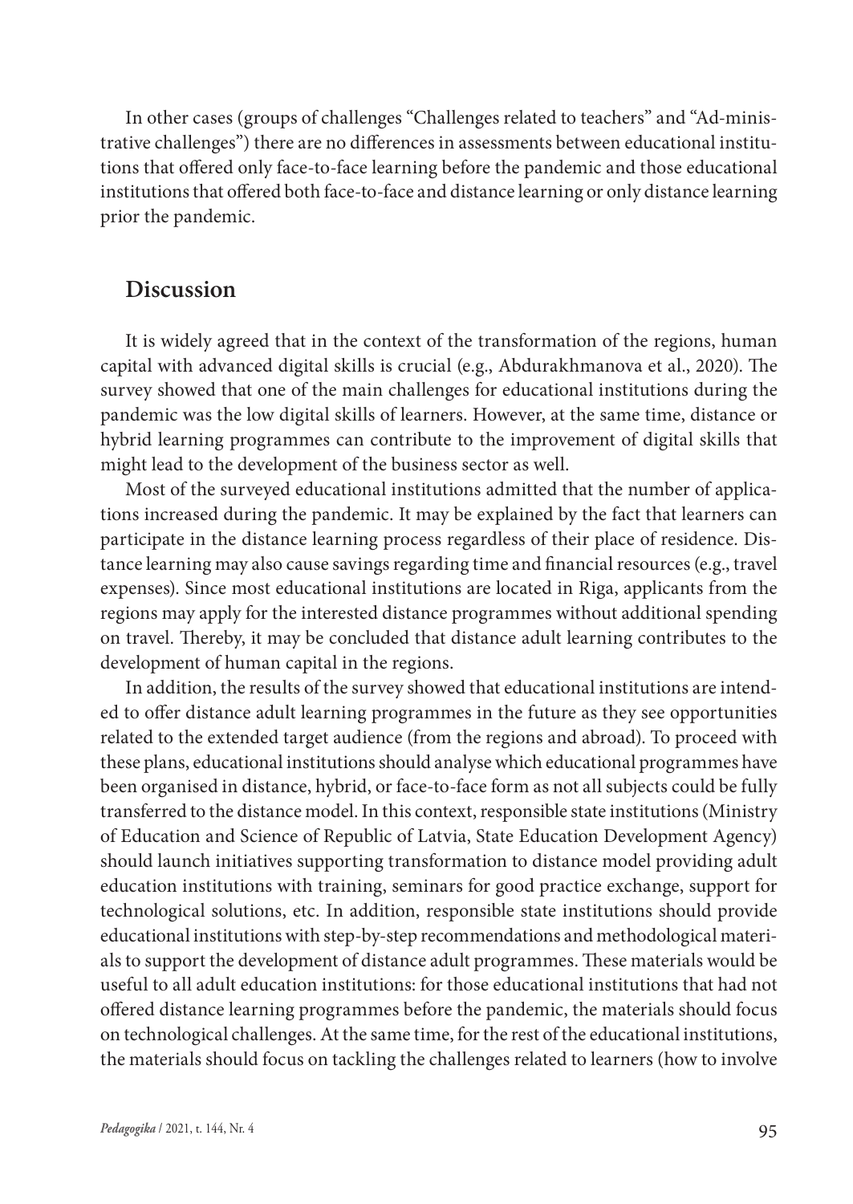In other cases (groups of challenges "Challenges related to teachers" and "Administrative challenges") there are no differences in assessments between educational institutions that offered only face-to-face learning before the pandemic and those educational institutions that offered both face-to-face and distance learning or only distance learning prior the pandemic.

## Discussion

It is widely agreed that in the context of the transformation of the regions, human capital with advanced digital skills is crucial (e.g., Abdurakhmanova et al., 2020). The survey showed that one of the main challenges for educational institutions during the pandemic was the low digital skills of learners. However, at the same time, distance or hybrid learning programmes can contribute to the improvement of digital skills that might lead to the development of the business sector as well.

Most of the surveyed educational institutions admitted that the number of applications increased during the pandemic. It may be explained by the fact that learners can participate in the distance learning process regardless of their place of residence. Distance learning may also cause savings regarding time and financial resources (e.g., travel expenses). Since most educational institutions are located in Riga, applicants from the regions may apply for the interested distance programmes without additional spending on travel. Thereby, it may be concluded that distance adult learning contributes to the development of human capital in the regions.

In addition, the results of the survey showed that educational institutions are intended to offer distance adult learning programmes in the future as they see opportunities related to the extended target audience (from the regions and abroad). To proceed with these plans, educational institutions should analyse which educational programmes have been organised in distance, hybrid, or face-to-face form as not all subjects could be fully transferred to the distance model. In this context, responsible state institutions (Ministry of Education and Science of Republic of Latvia, State Education Development Agency) should launch initiatives supporting transformation to distance model providing adult education institutions with training, seminars for good practice exchange, support for technological solutions, etc. In addition, responsible state institutions should provide educational institutions with step-by-step recommendations and methodological materials to support the development of distance adult programmes. These materials would be useful to all adult education institutions: for those educational institutions that had not offered distance learning programmes before the pandemic, the materials should focus on technological challenges. At the same time, for the rest of the educational institutions, the materials should focus on tackling the challenges related to learners (how to involve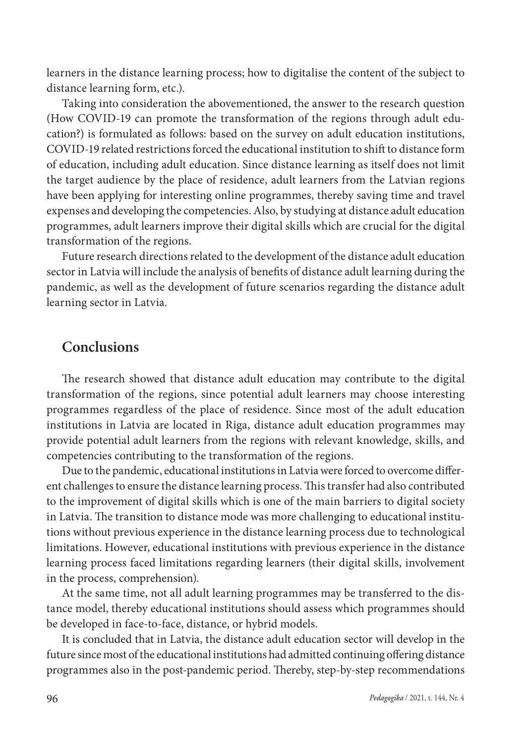learners in the distance learning process; how to digitalise the content of the subject to distance learning form, etc.).

Taking into consideration the abovementioned, the answer to the research question (How COVID-19 can promote the transformation of the regions through adult education?) is formulated as follows: based on the survey on adult education institutions, COVID-19 related restrictions forced the educational institution to shift to distance form of education, including adult education. Since distance learning as itself does not limit the target audience by the place of residence, adult learners from the Latvian regions have been applying for interesting online programmes, thereby saving time and travel expenses and developing the competencies. Also, by studying at distance adult education programmes, adult learners improve their digital skills which are crucial for the digital transformation of the regions.

Future research directions related to the development of the distance adult education sector in Latvia will include the analysis of benefits of distance adult learning during the pandemic, as well as the development of future scenarios regarding the distance adult learning sector in Latvia.

## Conclusions

The research showed that distance adult education may contribute to the digital transformation of the regions, since potential adult learners may choose interesting programmes regardless of the place of residence. Since most of the adult education institutions in Latvia are located in Riga, distance adult education programmes may provide potential adult learners from the regions with relevant knowledge, skills, and competencies contributing to the transformation of the regions.

Due to the pandemic, educational institutions in Latvia were forced to overcome different challenges to ensure the distance learning process. This transfer had also contributed to the improvement of digital skills which is one of the main barriers to digital society in Latvia. The transition to distance mode was more challenging to educational institutions without previous experience in the distance learning process due to technological limitations. However, educational institutions with previous experience in the distance learning process faced limitations regarding learners (their digital skills, involvement in the process, comprehension).

At the same time, not all adult learning programmes may be transferred to the distance model, thereby educational institutions should assess which programmes should be developed in face-to-face, distance, or hybrid models.

It is concluded that in Latvia, the distance adult education sector will develop in the future since most of the educational institutions had admitted continuing offering distance programmes also in the post-pandemic period. Thereby, step-by-step recommendations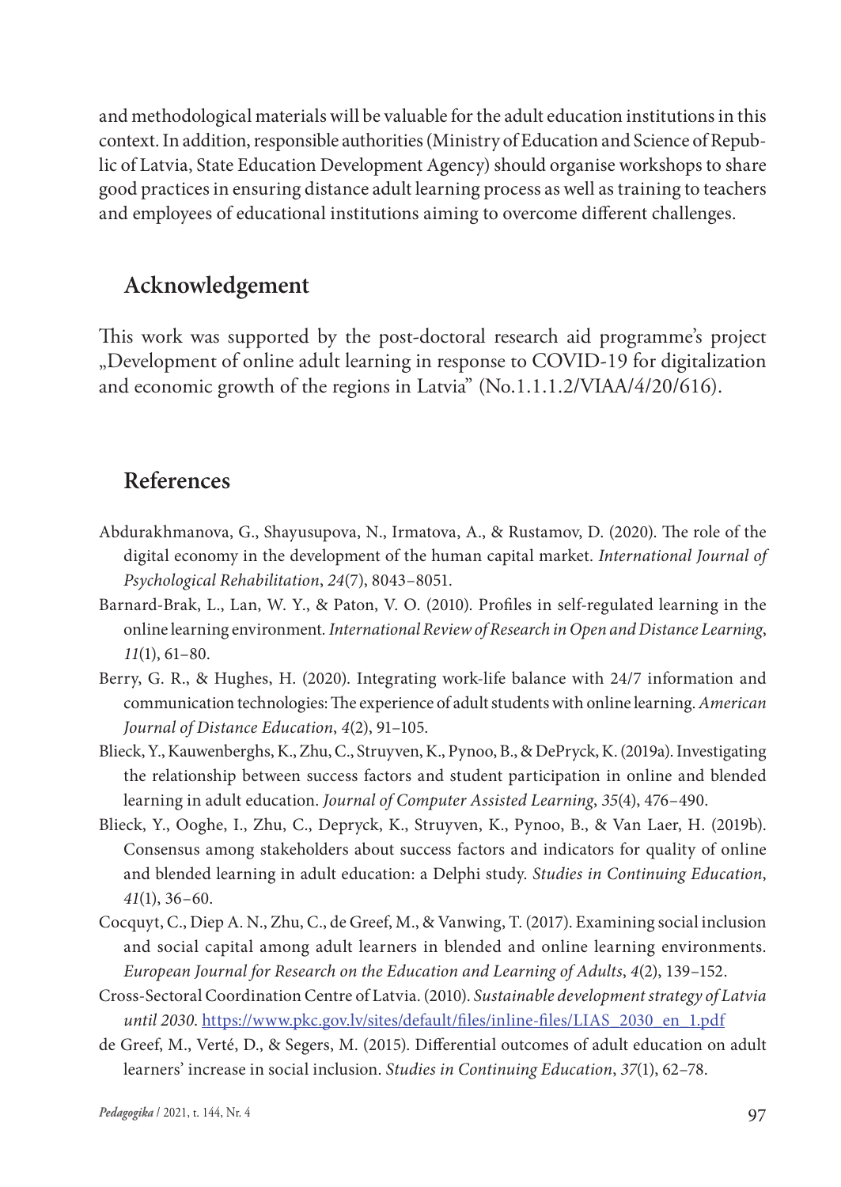and methodological materials will be valuable for the adult education institutions in this context. In addition, responsible authorities (Ministry of Education and Science of Republic of Latvia, State Education Development Agency) should organise workshops to share good practices in ensuring distance adult learning process as well as training to teachers and employees of educational institutions aiming to overcome different challenges.

## Acknowledgement

This work was supported by the post-doctoral research aid programme's project „Development of online adult learning in response to COVID-19 for digitalization and economic growth of the regions in Latvia" (No.1.1.1.2/VIAA/4/20/616).

## References

Abdurakhmanova, G., Shayusupova, N., Irmatova, A., & Rustamov, D. (2020). The role of the digital economy in the development of the human capital market. *International Journal of Psychological Rehabilitation*, *24*(7), 8043–8051.

Barnard-Brak, L., Lan, W. Y., & Paton, V. O. (2010). Profiles in self-regulated learning in the online learning environment. *International Review of Research in Open and Distance Learning*, *11*(1), 61–80.

Berry, G. R., & Hughes, H. (2020). Integrating work-life balance with 24/7 information and communication technologies: The experience of adult students with online learning. *American Journal of Distance Education*, *4*(2), 91–105.

Blieck, Y., Kauwenberghs, K., Zhu, C., Struyven, K., Pynoo, B., & DePryck, K. (2019a). Investigating the relationship between success factors and student participation in online and blended learning in adult education. *Journal of Computer Assisted Learning*, *35*(4), 476–490.

Blieck, Y., Ooghe, I., Zhu, C., Depryck, K., Struyven, K., Pynoo, B., & Van Laer, H. (2019b). Consensus among stakeholders about success factors and indicators for quality of online and blended learning in adult education: a Delphi study. *Studies in Continuing Education*, *41*(1), 36–60.

Cocquyt, C., Diep A. N., Zhu, C., de Greef, M., & Vanwing, T. (2017). Examining social inclusion and social capital among adult learners in blended and online learning environments. *European Journal for Research on the Education and Learning of Adults*, *4*(2), 139–152.

Cross-Sectoral Coordination Centre of Latvia. (2010). *Sustainable development strategy of Latvia until 2030*. https://www.pkc.gov.lv/sites/default/files/inline-files/LIAS_2030_en_1.pdf

de Greef, M., Verté, D., & Segers, M. (2015). Differential outcomes of adult education on adult learners' increase in social inclusion. *Studies in Continuing Education*, *37*(1), 62–78.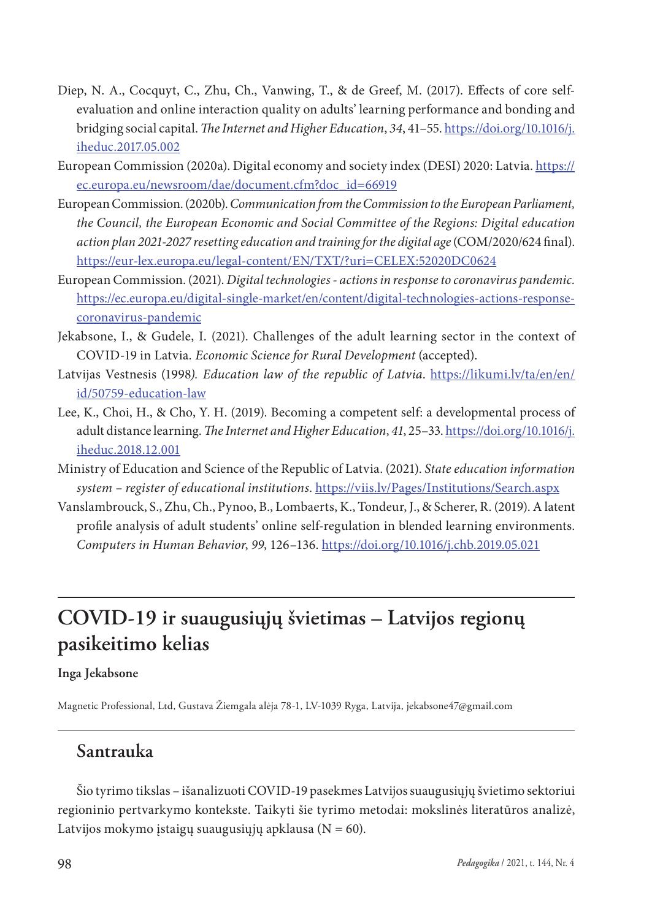Diep, N. A., Cocquyt, C., Zhu, Ch., Vanwing, T., & de Greef, M. (2017). Effects of core self-evaluation and online interaction quality on adults' learning performance and bonding and bridging social capital. *The Internet and Higher Education*, *34*, 41–55. https://doi.org/10.1016/j.iheduc.2017.05.002

European Commission (2020a). Digital economy and society index (DESI) 2020: Latvia. https://ec.europa.eu/newsroom/dae/document.cfm?doc_id=66919

European Commission. (2020b). *Communication from the Commission to the European Parliament, the Council, the European Economic and Social Committee of the Regions: Digital education action plan 2021-2027 resetting education and training for the digital age* (COM/2020/624 final). https://eur-lex.europa.eu/legal-content/EN/TXT/?uri=CELEX:52020DC0624

European Commission. (2021). *Digital technologies - actions in response to coronavirus pandemic.* https://ec.europa.eu/digital-single-market/en/content/digital-technologies-actions-response-coronavirus-pandemic

Jekabsone, I., & Gudele, I. (2021). Challenges of the adult learning sector in the context of COVID-19 in Latvia. *Economic Science for Rural Development* (accepted).

Latvijas Vestnesis (1998*). Education law of the republic of Latvia*. https://likumi.lv/ta/en/en/id/50759-education-law

Lee, K., Choi, H., & Cho, Y. H. (2019). Becoming a competent self: a developmental process of adult distance learning. *The Internet and Higher Education*, *41*, 25–33. https://doi.org/10.1016/j.iheduc.2018.12.001

Ministry of Education and Science of the Republic of Latvia. (2021). *State education information system – register of educational institutions*. https://viis.lv/Pages/Institutions/Search.aspx

Vanslambrouck, S., Zhu, Ch., Pynoo, B., Lombaerts, K., Tondeur, J., & Scherer, R. (2019). A latent profile analysis of adult students' online self-regulation in blended learning environments. *Computers in Human Behavior*, *99*, 126–136. https://doi.org/10.1016/j.chb.2019.05.021

# COVID-19 ir suaugusiųjų švietimas – Latvijos regionų pasikeitimo kelias

**Inga Jekabsone**

Magnetic Professional, Ltd, Gustava Žiemgala alėja 78-1, LV-1039 Ryga, Latvija, jekabsone47@gmail.com

## Santrauka

Šio tyrimo tikslas – išanalizuoti COVID-19 pasekmes Latvijos suaugusiųjų švietimo sektoriui regioninio pertvarkymo kontekste. Taikyti šie tyrimo metodai: mokslinės literatūros analizė, Latvijos mokymo įstaigų suaugusiųjų apklausa (N = 60).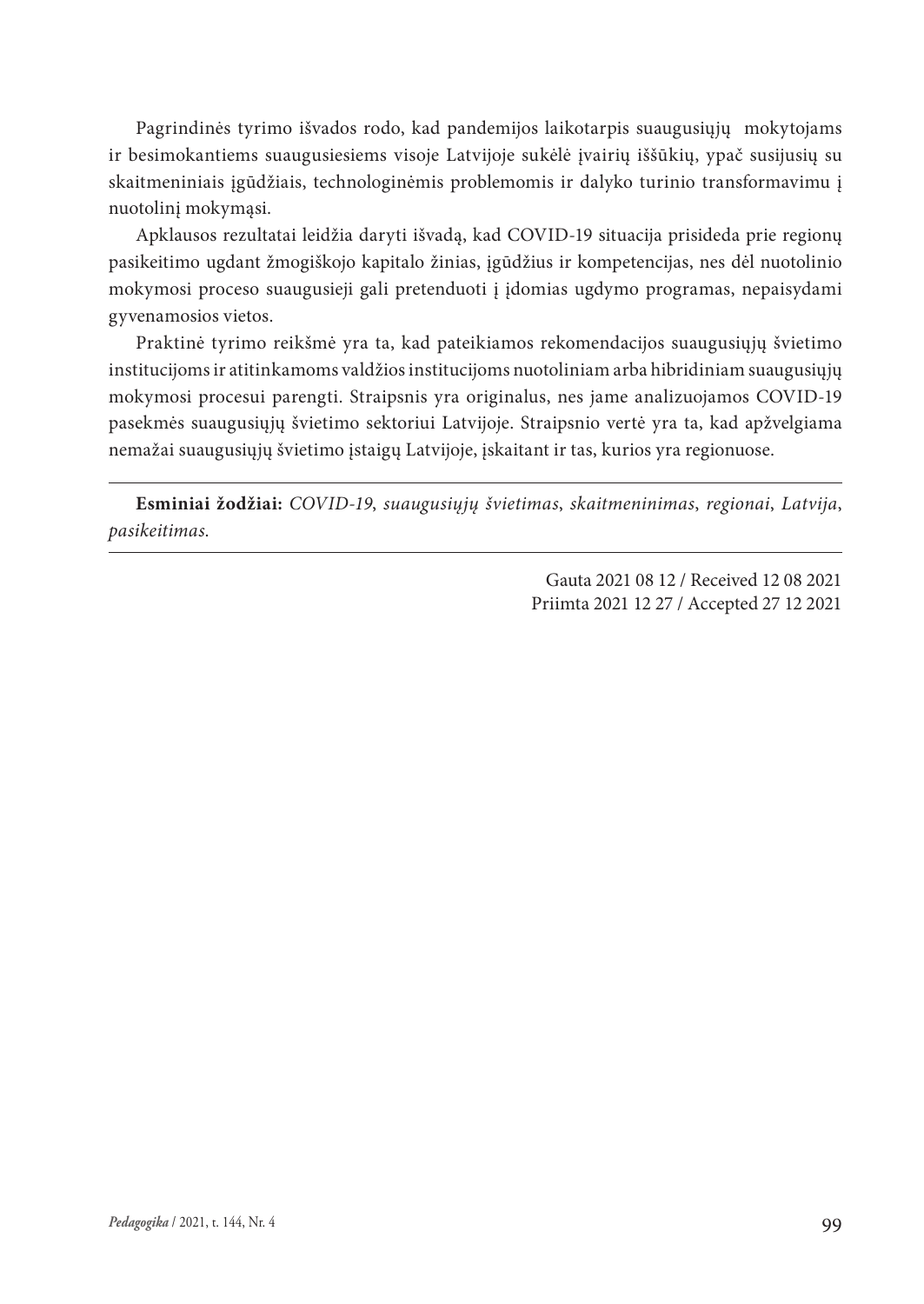Pagrindinės tyrimo išvados rodo, kad pandemijos laikotarpis suaugusiųjų mokytojams ir besimokantiems suaugusiesiems visoje Latvijoje sukėlė įvairių iššūkių, ypač susijusių su skaitmeniniais įgūdžiais, technologinėmis problemomis ir dalyko turinio transformavimu į nuotolinį mokymąsi.

Apklausos rezultatai leidžia daryti išvadą, kad COVID-19 situacija prisideda prie regionų pasikeitimo ugdant žmogiškojo kapitalo žinias, įgūdžius ir kompetencijas, nes dėl nuotolinio mokymosi proceso suaugusieji gali pretenduoti į įdomias ugdymo programas, nepaisydami gyvenamosios vietos.

Praktinė tyrimo reikšmė yra ta, kad pateikiamos rekomendacijos suaugusiųjų švietimo institucijoms ir atitinkamoms valdžios institucijoms nuotoliniam arba hibridiniam suaugusiųjų mokymosi procesui parengti. Straipsnis yra originalus, nes jame analizuojamos COVID-19 pasekmės suaugusiųjų švietimo sektoriui Latvijoje. Straipsnio vertė yra ta, kad apžvelgiama nemažai suaugusiųjų švietimo įstaigų Latvijoje, įskaitant ir tas, kurios yra regionuose.

**Esminiai žodžiai:** *COVID-19*, *suaugusiųjų švietimas*, *skaitmeninimas*, *regionai*, *Latvija*, *pasikeitimas*.

Gauta 2021 08 12 / Received 12 08 2021
Priimta 2021 12 27 / Accepted 27 12 2021